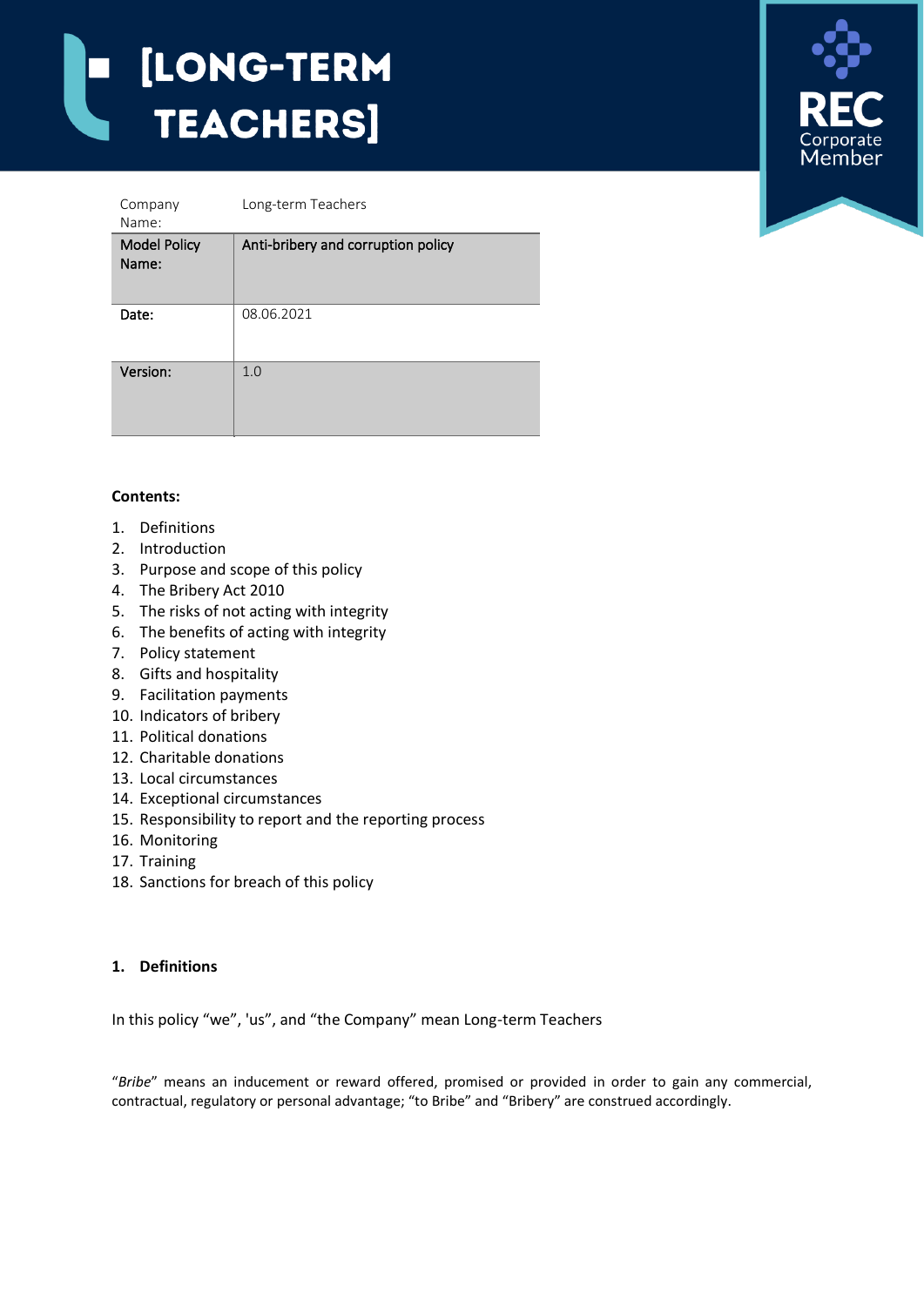# [LONG-TERM TEACHERS]

REC Corporate Member

| Company Name: | Long-term Teachers |
|---|---|
| **Model Policy Name:** | Anti-bribery and corruption policy |
| **Date:** | 08.06.2021 |
| **Version:** | 1.0 |

**Contents:**

1. Definitions
2. Introduction
3. Purpose and scope of this policy
4. The Bribery Act 2010
5. The risks of not acting with integrity
6. The benefits of acting with integrity
7. Policy statement
8. Gifts and hospitality
9. Facilitation payments
10. Indicators of bribery
11. Political donations
12. Charitable donations
13. Local circumstances
14. Exceptional circumstances
15. Responsibility to report and the reporting process
16. Monitoring
17. Training
18. Sanctions for breach of this policy

## 1. Definitions

In this policy “we”, 'us”, and “the Company” mean Long-term Teachers

“*Bribe*” means an inducement or reward offered, promised or provided in order to gain any commercial, contractual, regulatory or personal advantage; “to Bribe” and “Bribery” are construed accordingly.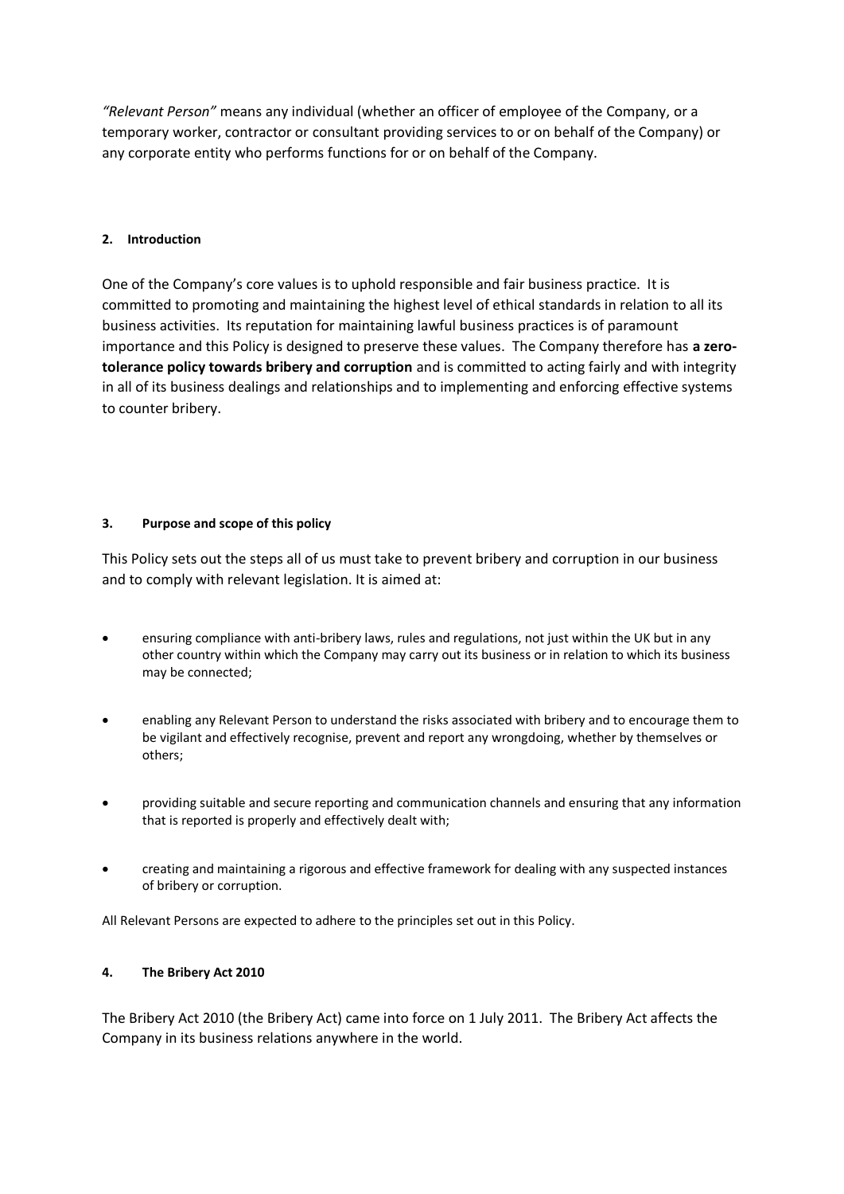*"Relevant Person"* means any individual (whether an officer of employee of the Company, or a temporary worker, contractor or consultant providing services to or on behalf of the Company) or any corporate entity who performs functions for or on behalf of the Company.

## 2. Introduction

One of the Company's core values is to uphold responsible and fair business practice. It is committed to promoting and maintaining the highest level of ethical standards in relation to all its business activities. Its reputation for maintaining lawful business practices is of paramount importance and this Policy is designed to preserve these values. The Company therefore has **a zero-tolerance policy towards bribery and corruption** and is committed to acting fairly and with integrity in all of its business dealings and relationships and to implementing and enforcing effective systems to counter bribery.

## 3. Purpose and scope of this policy

This Policy sets out the steps all of us must take to prevent bribery and corruption in our business and to comply with relevant legislation. It is aimed at:

- ensuring compliance with anti-bribery laws, rules and regulations, not just within the UK but in any other country within which the Company may carry out its business or in relation to which its business may be connected;
- enabling any Relevant Person to understand the risks associated with bribery and to encourage them to be vigilant and effectively recognise, prevent and report any wrongdoing, whether by themselves or others;
- providing suitable and secure reporting and communication channels and ensuring that any information that is reported is properly and effectively dealt with;
- creating and maintaining a rigorous and effective framework for dealing with any suspected instances of bribery or corruption.

All Relevant Persons are expected to adhere to the principles set out in this Policy.

## 4. The Bribery Act 2010

The Bribery Act 2010 (the Bribery Act) came into force on 1 July 2011. The Bribery Act affects the Company in its business relations anywhere in the world.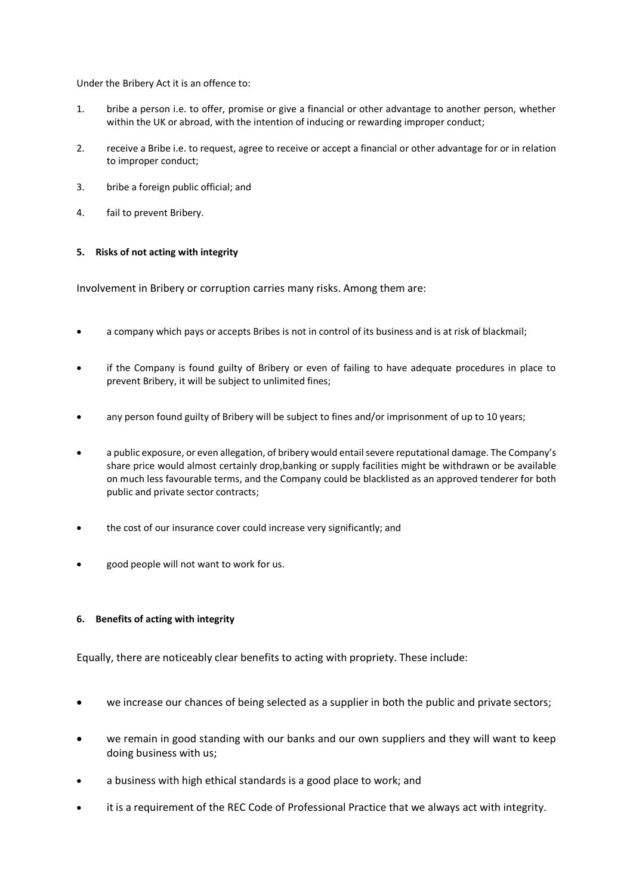Under the Bribery Act it is an offence to:

1. bribe a person i.e. to offer, promise or give a financial or other advantage to another person, whether within the UK or abroad, with the intention of inducing or rewarding improper conduct;
2. receive a Bribe i.e. to request, agree to receive or accept a financial or other advantage for or in relation to improper conduct;
3. bribe a foreign public official; and
4. fail to prevent Bribery.

**5. Risks of not acting with integrity**

Involvement in Bribery or corruption carries many risks. Among them are:

- a company which pays or accepts Bribes is not in control of its business and is at risk of blackmail;
- if the Company is found guilty of Bribery or even of failing to have adequate procedures in place to prevent Bribery, it will be subject to unlimited fines;
- any person found guilty of Bribery will be subject to fines and/or imprisonment of up to 10 years;
- a public exposure, or even allegation, of bribery would entail severe reputational damage. The Company's share price would almost certainly drop,banking or supply facilities might be withdrawn or be available on much less favourable terms, and the Company could be blacklisted as an approved tenderer for both public and private sector contracts;
- the cost of our insurance cover could increase very significantly; and
- good people will not want to work for us.

**6. Benefits of acting with integrity**

Equally, there are noticeably clear benefits to acting with propriety. These include:

- we increase our chances of being selected as a supplier in both the public and private sectors;
- we remain in good standing with our banks and our own suppliers and they will want to keep doing business with us;
- a business with high ethical standards is a good place to work; and
- it is a requirement of the REC Code of Professional Practice that we always act with integrity.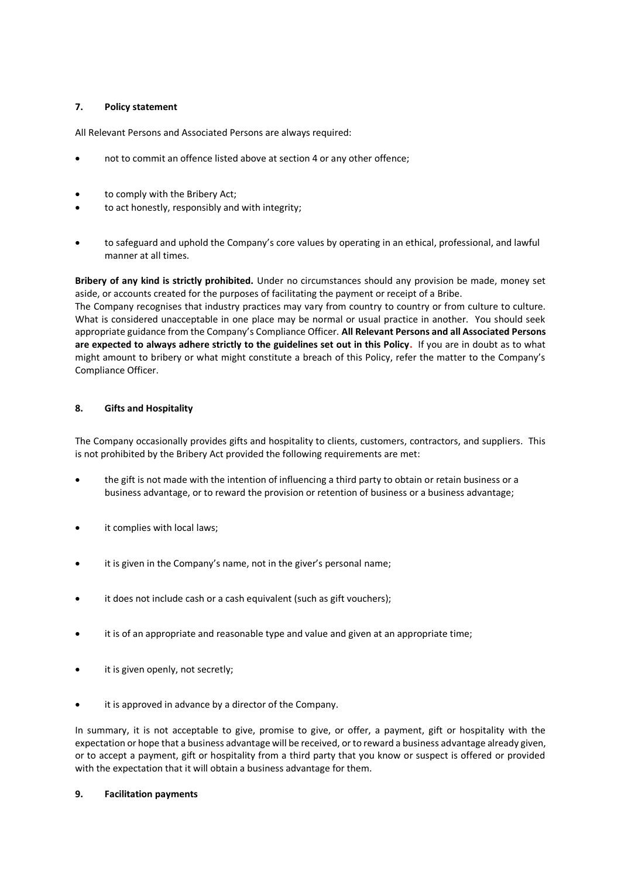## 7. Policy statement

All Relevant Persons and Associated Persons are always required:

- not to commit an offence listed above at section 4 or any other offence;
- to comply with the Bribery Act;
- to act honestly, responsibly and with integrity;
- to safeguard and uphold the Company's core values by operating in an ethical, professional, and lawful manner at all times.

**Bribery of any kind is strictly prohibited.** Under no circumstances should any provision be made, money set aside, or accounts created for the purposes of facilitating the payment or receipt of a Bribe.

The Company recognises that industry practices may vary from country to country or from culture to culture. What is considered unacceptable in one place may be normal or usual practice in another. You should seek appropriate guidance from the Company's Compliance Officer. **All Relevant Persons and all Associated Persons are expected to always adhere strictly to the guidelines set out in this Policy.** If you are in doubt as to what might amount to bribery or what might constitute a breach of this Policy, refer the matter to the Company's Compliance Officer.

## 8. Gifts and Hospitality

The Company occasionally provides gifts and hospitality to clients, customers, contractors, and suppliers. This is not prohibited by the Bribery Act provided the following requirements are met:

- the gift is not made with the intention of influencing a third party to obtain or retain business or a business advantage, or to reward the provision or retention of business or a business advantage;
- it complies with local laws;
- it is given in the Company's name, not in the giver's personal name;
- it does not include cash or a cash equivalent (such as gift vouchers);
- it is of an appropriate and reasonable type and value and given at an appropriate time;
- it is given openly, not secretly;
- it is approved in advance by a director of the Company.

In summary, it is not acceptable to give, promise to give, or offer, a payment, gift or hospitality with the expectation or hope that a business advantage will be received, or to reward a business advantage already given, or to accept a payment, gift or hospitality from a third party that you know or suspect is offered or provided with the expectation that it will obtain a business advantage for them.

## 9. Facilitation payments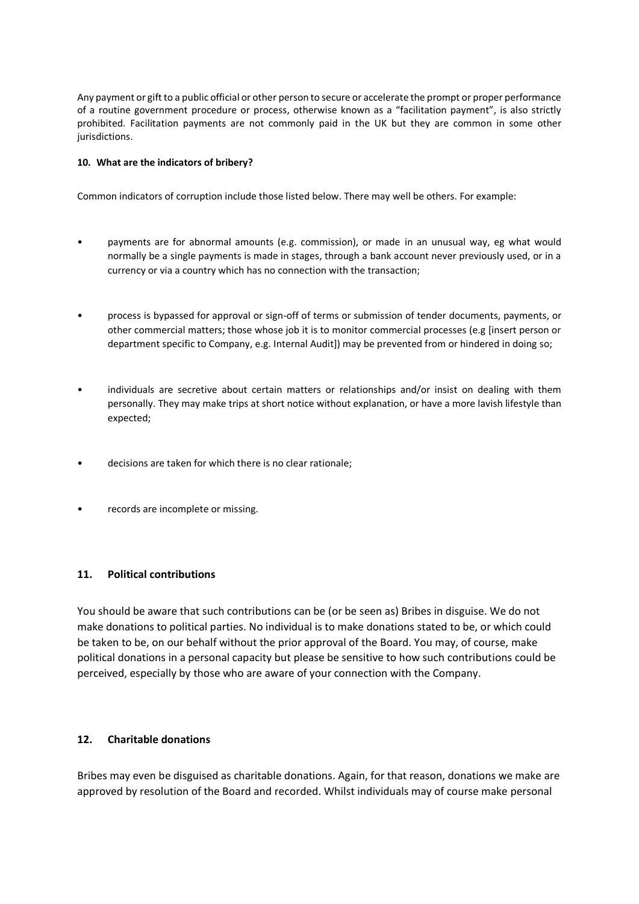Any payment or gift to a public official or other person to secure or accelerate the prompt or proper performance of a routine government procedure or process, otherwise known as a "facilitation payment", is also strictly prohibited. Facilitation payments are not commonly paid in the UK but they are common in some other jurisdictions.

**10. What are the indicators of bribery?**

Common indicators of corruption include those listed below. There may well be others. For example:

- payments are for abnormal amounts (e.g. commission), or made in an unusual way, eg what would normally be a single payments is made in stages, through a bank account never previously used, or in a currency or via a country which has no connection with the transaction;
- process is bypassed for approval or sign-off of terms or submission of tender documents, payments, or other commercial matters; those whose job it is to monitor commercial processes (e.g [insert person or department specific to Company, e.g. Internal Audit]) may be prevented from or hindered in doing so;
- individuals are secretive about certain matters or relationships and/or insist on dealing with them personally. They may make trips at short notice without explanation, or have a more lavish lifestyle than expected;
- decisions are taken for which there is no clear rationale;
- records are incomplete or missing.

## 11. Political contributions

You should be aware that such contributions can be (or be seen as) Bribes in disguise. We do not make donations to political parties. No individual is to make donations stated to be, or which could be taken to be, on our behalf without the prior approval of the Board. You may, of course, make political donations in a personal capacity but please be sensitive to how such contributions could be perceived, especially by those who are aware of your connection with the Company.

## 12. Charitable donations

Bribes may even be disguised as charitable donations. Again, for that reason, donations we make are approved by resolution of the Board and recorded. Whilst individuals may of course make personal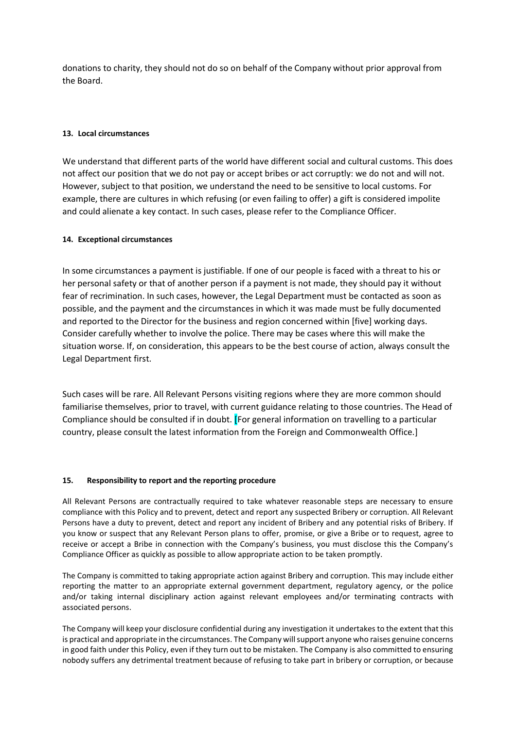donations to charity, they should not do so on behalf of the Company without prior approval from the Board.

#### 13. Local circumstances

We understand that different parts of the world have different social and cultural customs. This does not affect our position that we do not pay or accept bribes or act corruptly: we do not and will not. However, subject to that position, we understand the need to be sensitive to local customs. For example, there are cultures in which refusing (or even failing to offer) a gift is considered impolite and could alienate a key contact. In such cases, please refer to the Compliance Officer.

#### 14. Exceptional circumstances

In some circumstances a payment is justifiable. If one of our people is faced with a threat to his or her personal safety or that of another person if a payment is not made, they should pay it without fear of recrimination. In such cases, however, the Legal Department must be contacted as soon as possible, and the payment and the circumstances in which it was made must be fully documented and reported to the Director for the business and region concerned within [five] working days. Consider carefully whether to involve the police. There may be cases where this will make the situation worse. If, on consideration, this appears to be the best course of action, always consult the Legal Department first.

Such cases will be rare. All Relevant Persons visiting regions where they are more common should familiarise themselves, prior to travel, with current guidance relating to those countries. The Head of Compliance should be consulted if in doubt. [For general information on travelling to a particular country, please consult the latest information from the Foreign and Commonwealth Office.]

#### 15. Responsibility to report and the reporting procedure

All Relevant Persons are contractually required to take whatever reasonable steps are necessary to ensure compliance with this Policy and to prevent, detect and report any suspected Bribery or corruption. All Relevant Persons have a duty to prevent, detect and report any incident of Bribery and any potential risks of Bribery. If you know or suspect that any Relevant Person plans to offer, promise, or give a Bribe or to request, agree to receive or accept a Bribe in connection with the Company's business, you must disclose this the Company's Compliance Officer as quickly as possible to allow appropriate action to be taken promptly.

The Company is committed to taking appropriate action against Bribery and corruption. This may include either reporting the matter to an appropriate external government department, regulatory agency, or the police and/or taking internal disciplinary action against relevant employees and/or terminating contracts with associated persons.

The Company will keep your disclosure confidential during any investigation it undertakes to the extent that this is practical and appropriate in the circumstances. The Company will support anyone who raises genuine concerns in good faith under this Policy, even if they turn out to be mistaken. The Company is also committed to ensuring nobody suffers any detrimental treatment because of refusing to take part in bribery or corruption, or because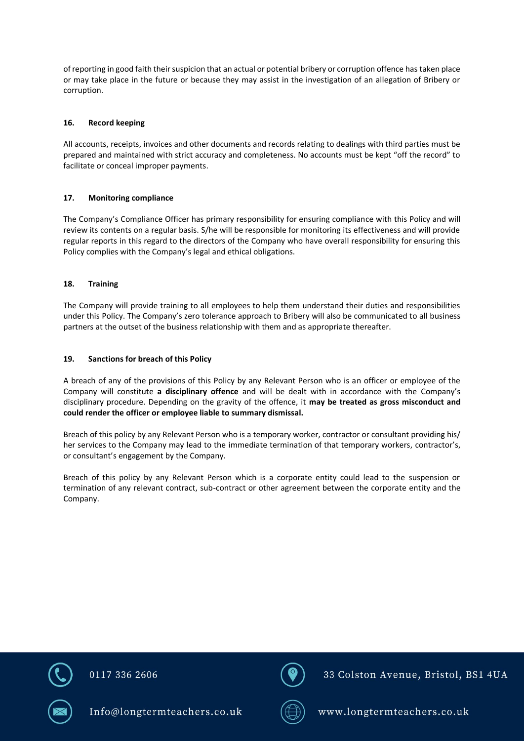of reporting in good faith their suspicion that an actual or potential bribery or corruption offence has taken place or may take place in the future or because they may assist in the investigation of an allegation of Bribery or corruption.

## 16. Record keeping

All accounts, receipts, invoices and other documents and records relating to dealings with third parties must be prepared and maintained with strict accuracy and completeness. No accounts must be kept "off the record" to facilitate or conceal improper payments.

## 17. Monitoring compliance

The Company's Compliance Officer has primary responsibility for ensuring compliance with this Policy and will review its contents on a regular basis. S/he will be responsible for monitoring its effectiveness and will provide regular reports in this regard to the directors of the Company who have overall responsibility for ensuring this Policy complies with the Company's legal and ethical obligations.

## 18. Training

The Company will provide training to all employees to help them understand their duties and responsibilities under this Policy. The Company's zero tolerance approach to Bribery will also be communicated to all business partners at the outset of the business relationship with them and as appropriate thereafter.

## 19. Sanctions for breach of this Policy

A breach of any of the provisions of this Policy by any Relevant Person who is an officer or employee of the Company will constitute **a disciplinary offence** and will be dealt with in accordance with the Company's disciplinary procedure. Depending on the gravity of the offence, it **may be treated as gross misconduct and could render the officer or employee liable to summary dismissal.**

Breach of this policy by any Relevant Person who is a temporary worker, contractor or consultant providing his/ her services to the Company may lead to the immediate termination of that temporary workers, contractor's, or consultant's engagement by the Company.

Breach of this policy by any Relevant Person which is a corporate entity could lead to the suspension or termination of any relevant contract, sub-contract or other agreement between the corporate entity and the Company.